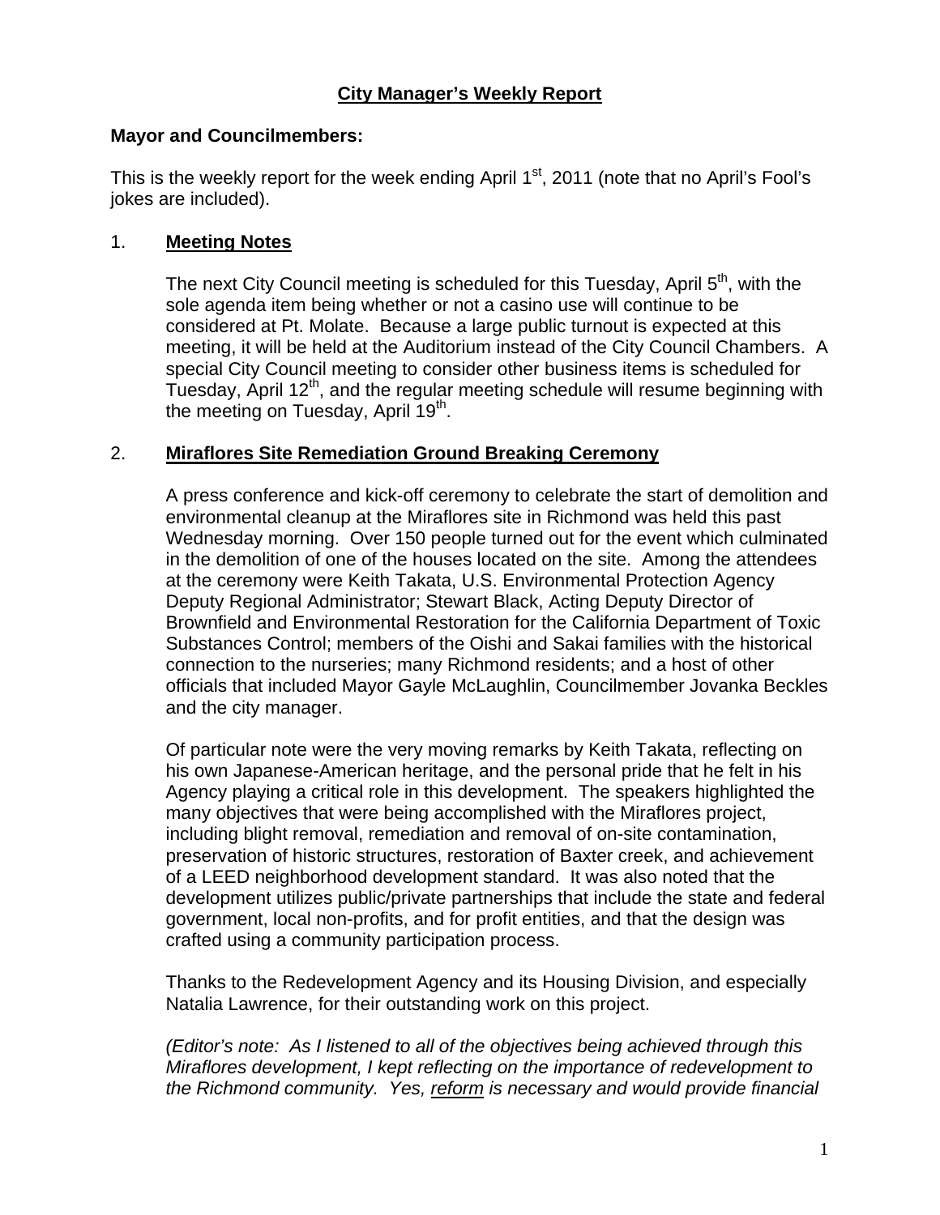# City Manager's Weekly Report

**Mayor and Councilmembers:**

This is the weekly report for the week ending April 1st, 2011 (note that no April's Fool's jokes are included).

## 1. Meeting Notes

The next City Council meeting is scheduled for this Tuesday, April 5th, with the sole agenda item being whether or not a casino use will continue to be considered at Pt. Molate. Because a large public turnout is expected at this meeting, it will be held at the Auditorium instead of the City Council Chambers. A special City Council meeting to consider other business items is scheduled for Tuesday, April 12th, and the regular meeting schedule will resume beginning with the meeting on Tuesday, April 19th.

## 2. Miraflores Site Remediation Ground Breaking Ceremony

A press conference and kick-off ceremony to celebrate the start of demolition and environmental cleanup at the Miraflores site in Richmond was held this past Wednesday morning. Over 150 people turned out for the event which culminated in the demolition of one of the houses located on the site. Among the attendees at the ceremony were Keith Takata, U.S. Environmental Protection Agency Deputy Regional Administrator; Stewart Black, Acting Deputy Director of Brownfield and Environmental Restoration for the California Department of Toxic Substances Control; members of the Oishi and Sakai families with the historical connection to the nurseries; many Richmond residents; and a host of other officials that included Mayor Gayle McLaughlin, Councilmember Jovanka Beckles and the city manager.

Of particular note were the very moving remarks by Keith Takata, reflecting on his own Japanese-American heritage, and the personal pride that he felt in his Agency playing a critical role in this development. The speakers highlighted the many objectives that were being accomplished with the Miraflores project, including blight removal, remediation and removal of on-site contamination, preservation of historic structures, restoration of Baxter creek, and achievement of a LEED neighborhood development standard. It was also noted that the development utilizes public/private partnerships that include the state and federal government, local non-profits, and for profit entities, and that the design was crafted using a community participation process.

Thanks to the Redevelopment Agency and its Housing Division, and especially Natalia Lawrence, for their outstanding work on this project.

*(Editor's note: As I listened to all of the objectives being achieved through this Miraflores development, I kept reflecting on the importance of redevelopment to the Richmond community. Yes, <u>reform</u> is necessary and would provide financial*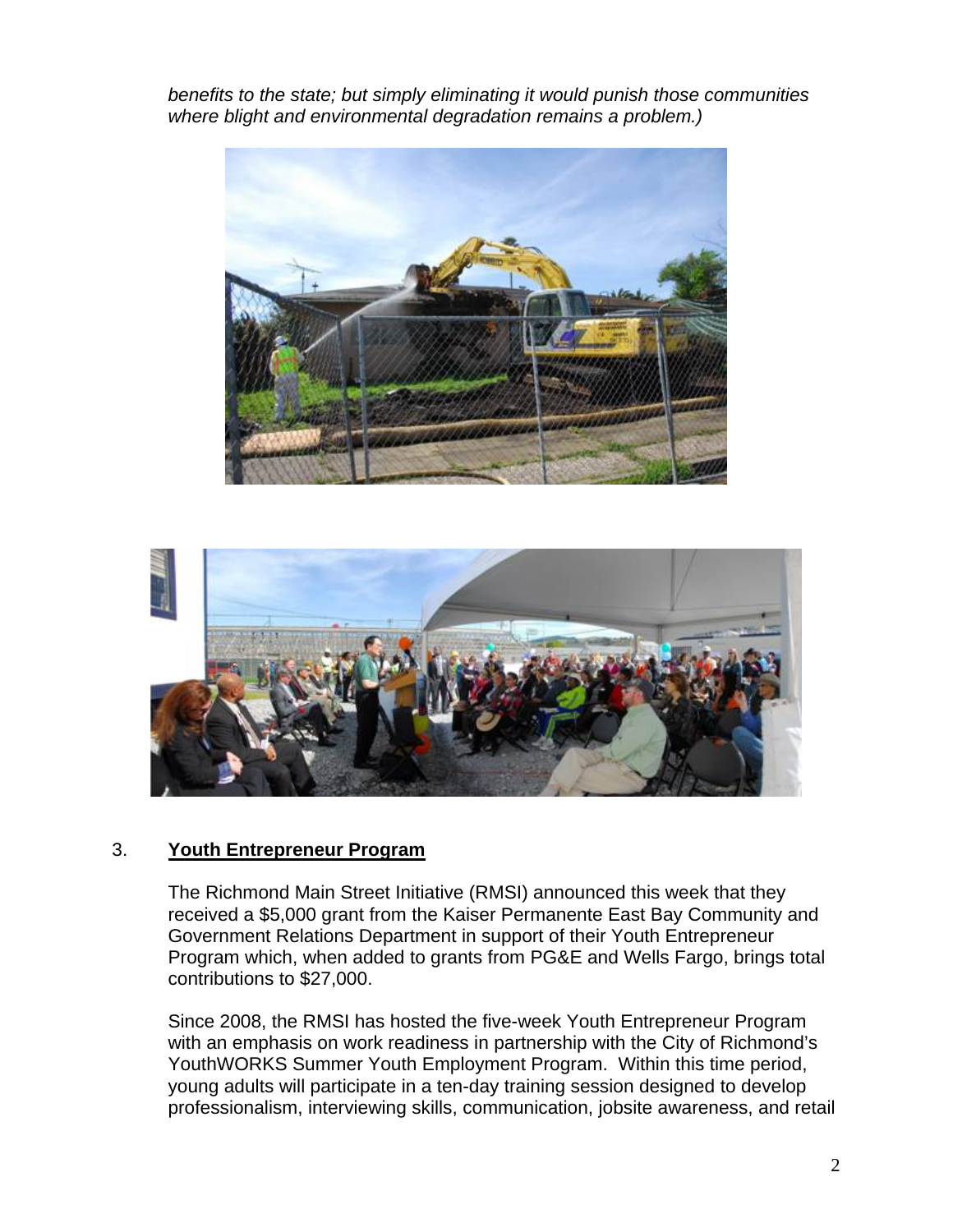*benefits to the state; but simply eliminating it would punish those communities where blight and environmental degradation remains a problem.)*

3. **Youth Entrepreneur Program**

The Richmond Main Street Initiative (RMSI) announced this week that they received a $5,000 grant from the Kaiser Permanente East Bay Community and Government Relations Department in support of their Youth Entrepreneur Program which, when added to grants from PG&E and Wells Fargo, brings total contributions to $27,000.

Since 2008, the RMSI has hosted the five-week Youth Entrepreneur Program with an emphasis on work readiness in partnership with the City of Richmond's YouthWORKS Summer Youth Employment Program. Within this time period, young adults will participate in a ten-day training session designed to develop professionalism, interviewing skills, communication, jobsite awareness, and retail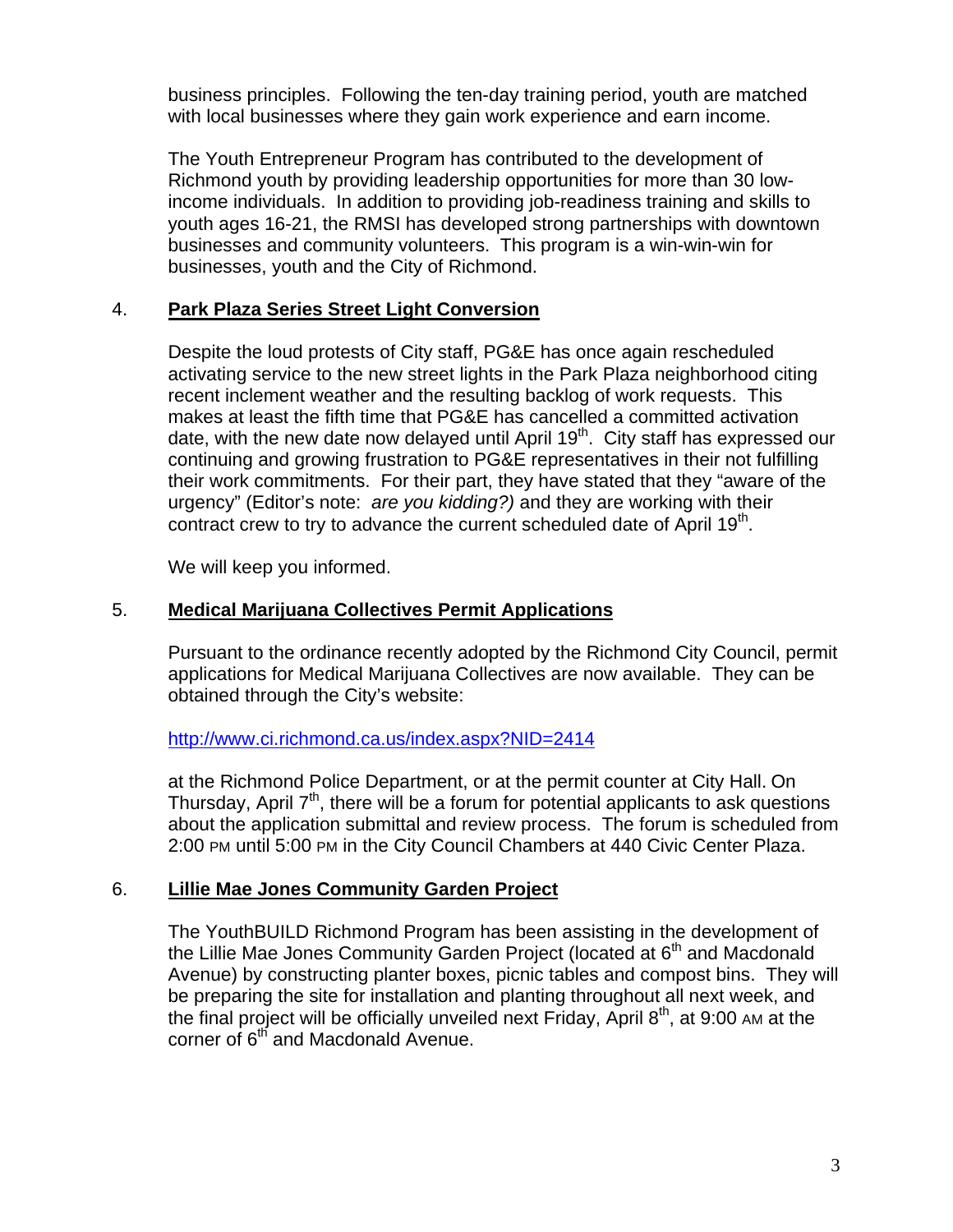business principles. Following the ten-day training period, youth are matched with local businesses where they gain work experience and earn income.

The Youth Entrepreneur Program has contributed to the development of Richmond youth by providing leadership opportunities for more than 30 low-income individuals. In addition to providing job-readiness training and skills to youth ages 16-21, the RMSI has developed strong partnerships with downtown businesses and community volunteers. This program is a win-win-win for businesses, youth and the City of Richmond.

4. **Park Plaza Series Street Light Conversion**

Despite the loud protests of City staff, PG&E has once again rescheduled activating service to the new street lights in the Park Plaza neighborhood citing recent inclement weather and the resulting backlog of work requests. This makes at least the fifth time that PG&E has cancelled a committed activation date, with the new date now delayed until April 19th. City staff has expressed our continuing and growing frustration to PG&E representatives in their not fulfilling their work commitments. For their part, they have stated that they "aware of the urgency" (Editor's note: *are you kidding?)* and they are working with their contract crew to try to advance the current scheduled date of April 19th.

We will keep you informed.

5. **Medical Marijuana Collectives Permit Applications**

Pursuant to the ordinance recently adopted by the Richmond City Council, permit applications for Medical Marijuana Collectives are now available. They can be obtained through the City's website:

http://www.ci.richmond.ca.us/index.aspx?NID=2414

at the Richmond Police Department, or at the permit counter at City Hall. On Thursday, April 7th, there will be a forum for potential applicants to ask questions about the application submittal and review process. The forum is scheduled from 2:00 PM until 5:00 PM in the City Council Chambers at 440 Civic Center Plaza.

6. **Lillie Mae Jones Community Garden Project**

The YouthBUILD Richmond Program has been assisting in the development of the Lillie Mae Jones Community Garden Project (located at 6th and Macdonald Avenue) by constructing planter boxes, picnic tables and compost bins. They will be preparing the site for installation and planting throughout all next week, and the final project will be officially unveiled next Friday, April 8th, at 9:00 AM at the corner of 6th and Macdonald Avenue.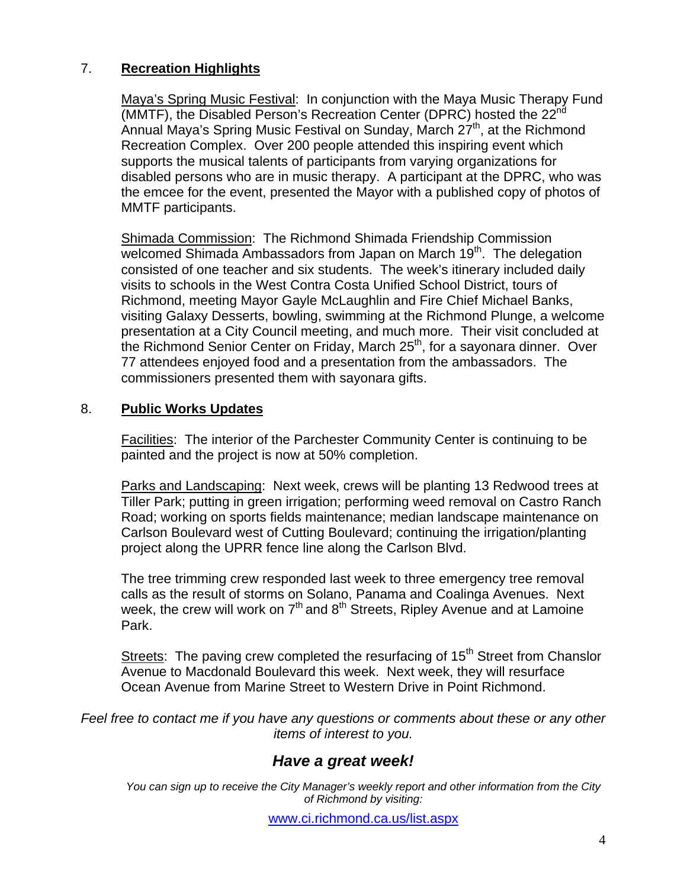7. **Recreation Highlights**

Maya's Spring Music Festival: In conjunction with the Maya Music Therapy Fund (MMTF), the Disabled Person's Recreation Center (DPRC) hosted the 22nd Annual Maya's Spring Music Festival on Sunday, March 27th, at the Richmond Recreation Complex. Over 200 people attended this inspiring event which supports the musical talents of participants from varying organizations for disabled persons who are in music therapy. A participant at the DPRC, who was the emcee for the event, presented the Mayor with a published copy of photos of MMTF participants.

Shimada Commission: The Richmond Shimada Friendship Commission welcomed Shimada Ambassadors from Japan on March 19th. The delegation consisted of one teacher and six students. The week's itinerary included daily visits to schools in the West Contra Costa Unified School District, tours of Richmond, meeting Mayor Gayle McLaughlin and Fire Chief Michael Banks, visiting Galaxy Desserts, bowling, swimming at the Richmond Plunge, a welcome presentation at a City Council meeting, and much more. Their visit concluded at the Richmond Senior Center on Friday, March 25th, for a sayonara dinner. Over 77 attendees enjoyed food and a presentation from the ambassadors. The commissioners presented them with sayonara gifts.

8. **Public Works Updates**

Facilities: The interior of the Parchester Community Center is continuing to be painted and the project is now at 50% completion.

Parks and Landscaping: Next week, crews will be planting 13 Redwood trees at Tiller Park; putting in green irrigation; performing weed removal on Castro Ranch Road; working on sports fields maintenance; median landscape maintenance on Carlson Boulevard west of Cutting Boulevard; continuing the irrigation/planting project along the UPRR fence line along the Carlson Blvd.

The tree trimming crew responded last week to three emergency tree removal calls as the result of storms on Solano, Panama and Coalinga Avenues. Next week, the crew will work on 7th and 8th Streets, Ripley Avenue and at Lamoine Park.

Streets: The paving crew completed the resurfacing of 15th Street from Chanslor Avenue to Macdonald Boulevard this week. Next week, they will resurface Ocean Avenue from Marine Street to Western Drive in Point Richmond.

*Feel free to contact me if you have any questions or comments about these or any other items of interest to you.*

***Have a great week!***

*You can sign up to receive the City Manager's weekly report and other information from the City of Richmond by visiting:*

www.ci.richmond.ca.us/list.aspx